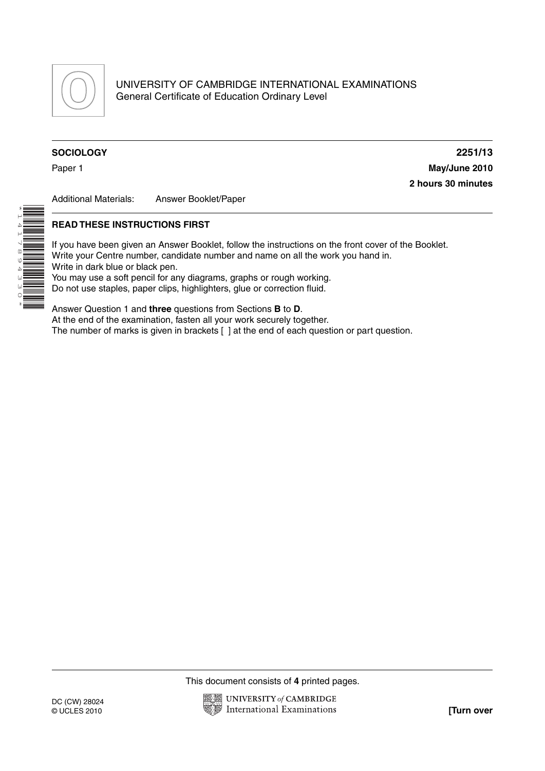UNIVERSITY OF CAMBRIDGE INTERNATIONAL EXAMINATIONS
General Certificate of Education Ordinary Level

**SOCIOLOGY** **2251/13**

Paper 1 **May/June 2010**

**2 hours 30 minutes**

Additional Materials: Answer Booklet/Paper

**READ THESE INSTRUCTIONS FIRST**

If you have been given an Answer Booklet, follow the instructions on the front cover of the Booklet.
Write your Centre number, candidate number and name on all the work you hand in.
Write in dark blue or black pen.
You may use a soft pencil for any diagrams, graphs or rough working.
Do not use staples, paper clips, highlighters, glue or correction fluid.

Answer Question 1 and **three** questions from Sections **B** to **D**.
At the end of the examination, fasten all your work securely together.
The number of marks is given in brackets [ ] at the end of each question or part question.

This document consists of **4** printed pages.

DC (CW) 28024
© UCLES 2010

**[Turn over**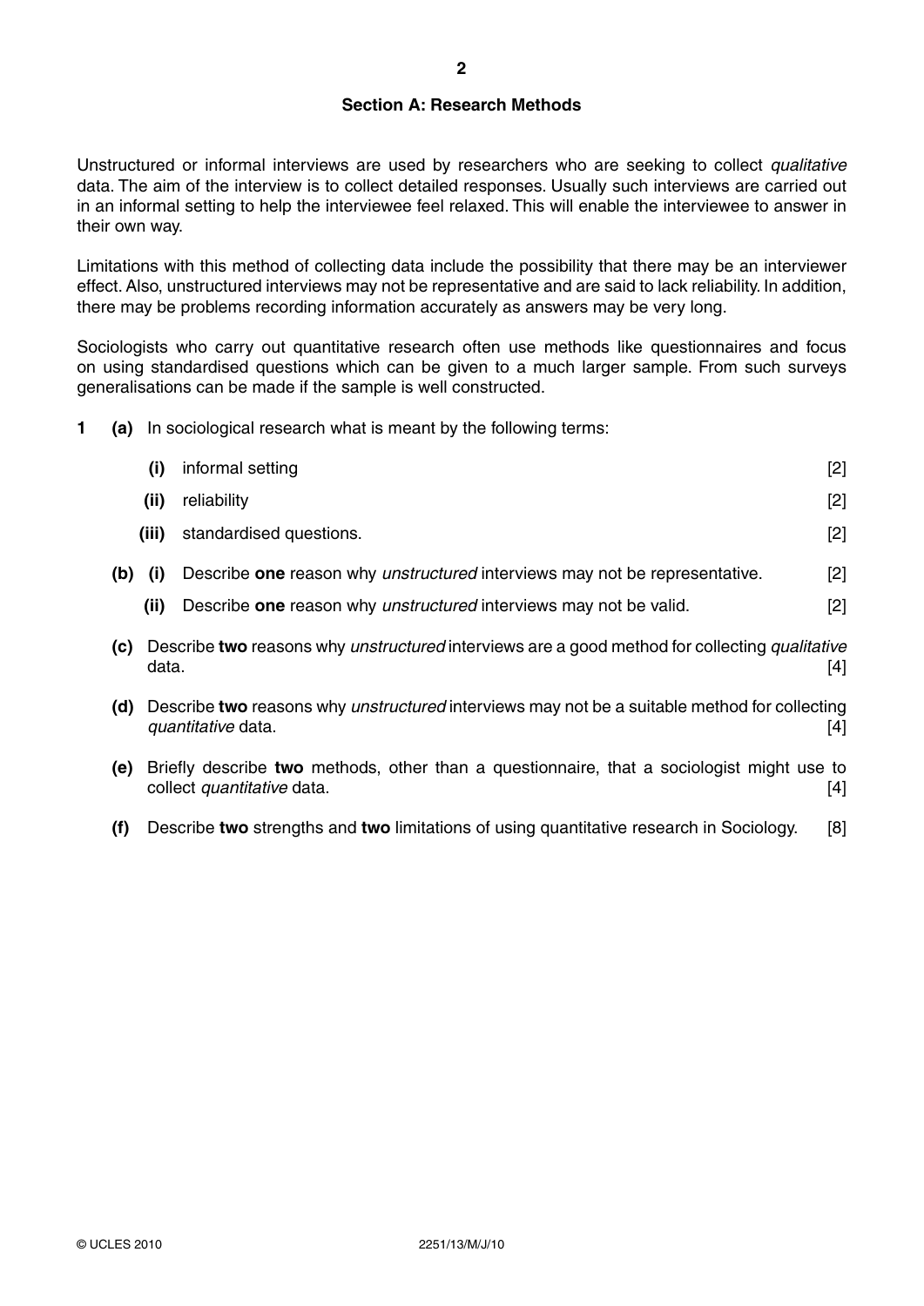## Section A: Research Methods

Unstructured or informal interviews are used by researchers who are seeking to collect *qualitative* data. The aim of the interview is to collect detailed responses. Usually such interviews are carried out in an informal setting to help the interviewee feel relaxed. This will enable the interviewee to answer in their own way.

Limitations with this method of collecting data include the possibility that there may be an interviewer effect. Also, unstructured interviews may not be representative and are said to lack reliability. In addition, there may be problems recording information accurately as answers may be very long.

Sociologists who carry out quantitative research often use methods like questionnaires and focus on using standardised questions which can be given to a much larger sample. From such surveys generalisations can be made if the sample is well constructed.

**1** **(a)** In sociological research what is meant by the following terms:

  **(i)** informal setting [2]

  **(ii)** reliability [2]

  **(iii)** standardised questions. [2]

**(b)** **(i)** Describe **one** reason why *unstructured* interviews may not be representative. [2]

  **(ii)** Describe **one** reason why *unstructured* interviews may not be valid. [2]

**(c)** Describe **two** reasons why *unstructured* interviews are a good method for collecting *qualitative* data. [4]

**(d)** Describe **two** reasons why *unstructured* interviews may not be a suitable method for collecting *quantitative* data. [4]

**(e)** Briefly describe **two** methods, other than a questionnaire, that a sociologist might use to collect *quantitative* data. [4]

**(f)** Describe **two** strengths and **two** limitations of using quantitative research in Sociology. [8]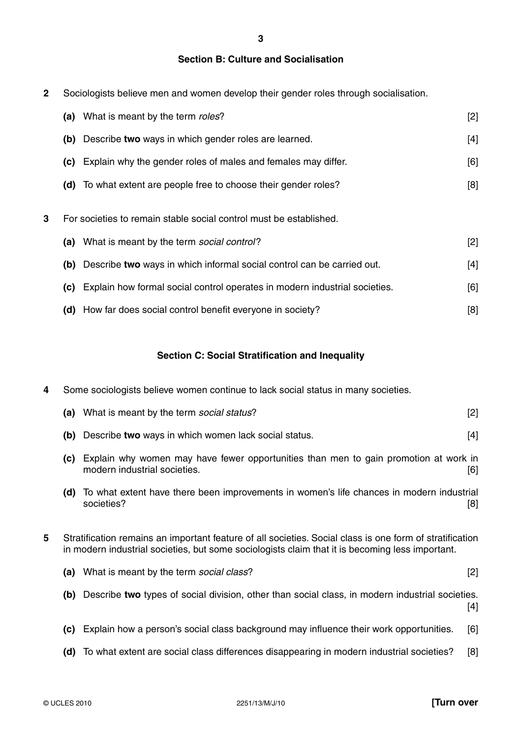## Section B: Culture and Socialisation

**2** Sociologists believe men and women develop their gender roles through socialisation.

**(a)** What is meant by the term *roles*? [2]

**(b)** Describe **two** ways in which gender roles are learned. [4]

**(c)** Explain why the gender roles of males and females may differ. [6]

**(d)** To what extent are people free to choose their gender roles? [8]

**3** For societies to remain stable social control must be established.

**(a)** What is meant by the term *social control*? [2]

**(b)** Describe **two** ways in which informal social control can be carried out. [4]

**(c)** Explain how formal social control operates in modern industrial societies. [6]

**(d)** How far does social control benefit everyone in society? [8]

## Section C: Social Stratification and Inequality

**4** Some sociologists believe women continue to lack social status in many societies.

**(a)** What is meant by the term *social status*? [2]

**(b)** Describe **two** ways in which women lack social status. [4]

**(c)** Explain why women may have fewer opportunities than men to gain promotion at work in modern industrial societies. [6]

**(d)** To what extent have there been improvements in women's life chances in modern industrial societies? [8]

**5** Stratification remains an important feature of all societies. Social class is one form of stratification in modern industrial societies, but some sociologists claim that it is becoming less important.

**(a)** What is meant by the term *social class*? [2]

**(b)** Describe **two** types of social division, other than social class, in modern industrial societies. [4]

**(c)** Explain how a person's social class background may influence their work opportunities. [6]

**(d)** To what extent are social class differences disappearing in modern industrial societies? [8]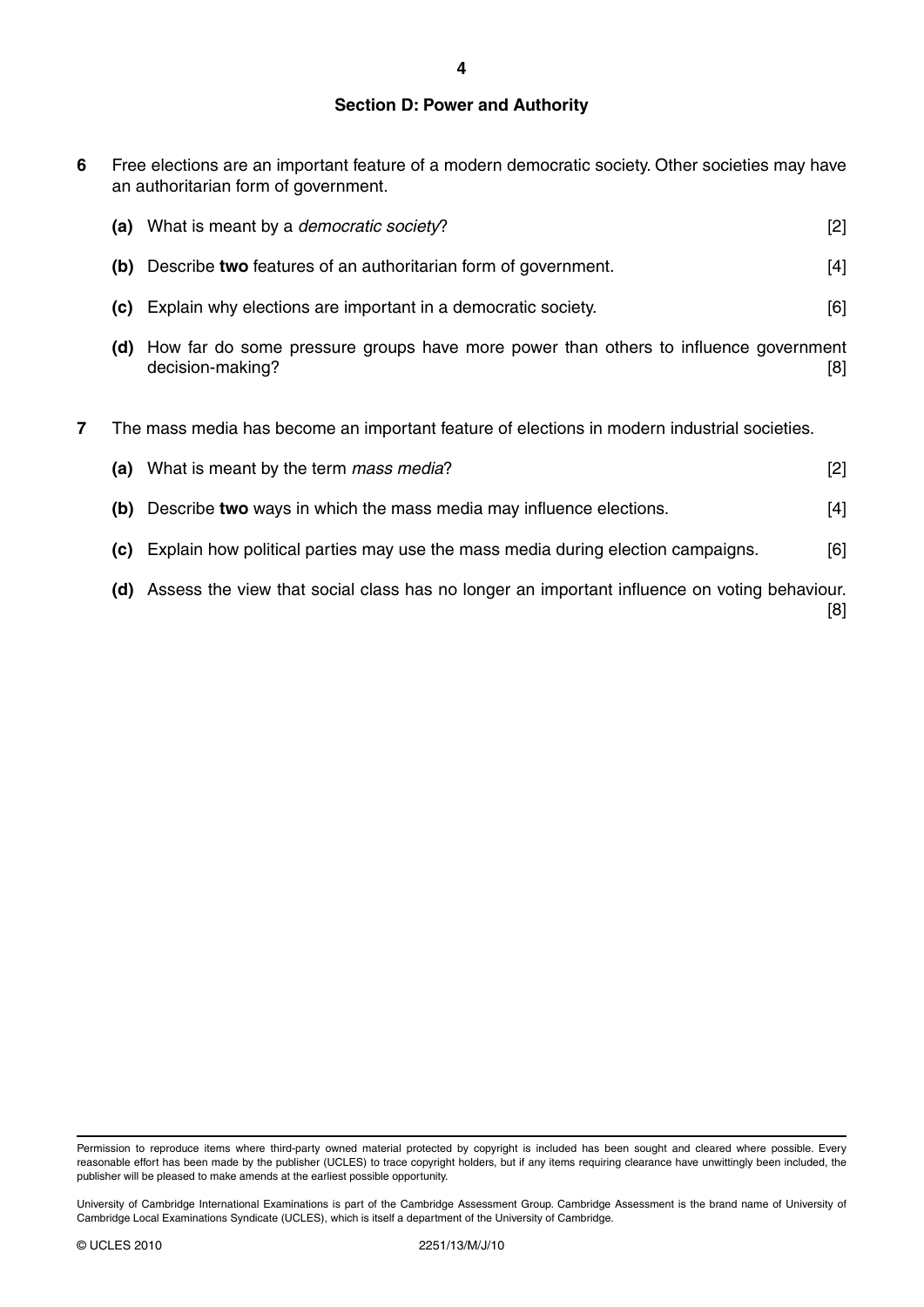## Section D: Power and Authority

**6** Free elections are an important feature of a modern democratic society. Other societies may have an authoritarian form of government.

**(a)** What is meant by a *democratic society*? [2]

**(b)** Describe **two** features of an authoritarian form of government. [4]

**(c)** Explain why elections are important in a democratic society. [6]

**(d)** How far do some pressure groups have more power than others to influence government decision-making? [8]

**7** The mass media has become an important feature of elections in modern industrial societies.

**(a)** What is meant by the term *mass media*? [2]

**(b)** Describe **two** ways in which the mass media may influence elections. [4]

**(c)** Explain how political parties may use the mass media during election campaigns. [6]

**(d)** Assess the view that social class has no longer an important influence on voting behaviour. [8]

Permission to reproduce items where third-party owned material protected by copyright is included has been sought and cleared where possible. Every reasonable effort has been made by the publisher (UCLES) to trace copyright holders, but if any items requiring clearance have unwittingly been included, the publisher will be pleased to make amends at the earliest possible opportunity.

University of Cambridge International Examinations is part of the Cambridge Assessment Group. Cambridge Assessment is the brand name of University of Cambridge Local Examinations Syndicate (UCLES), which is itself a department of the University of Cambridge.

© UCLES 2010 2251/13/M/J/10